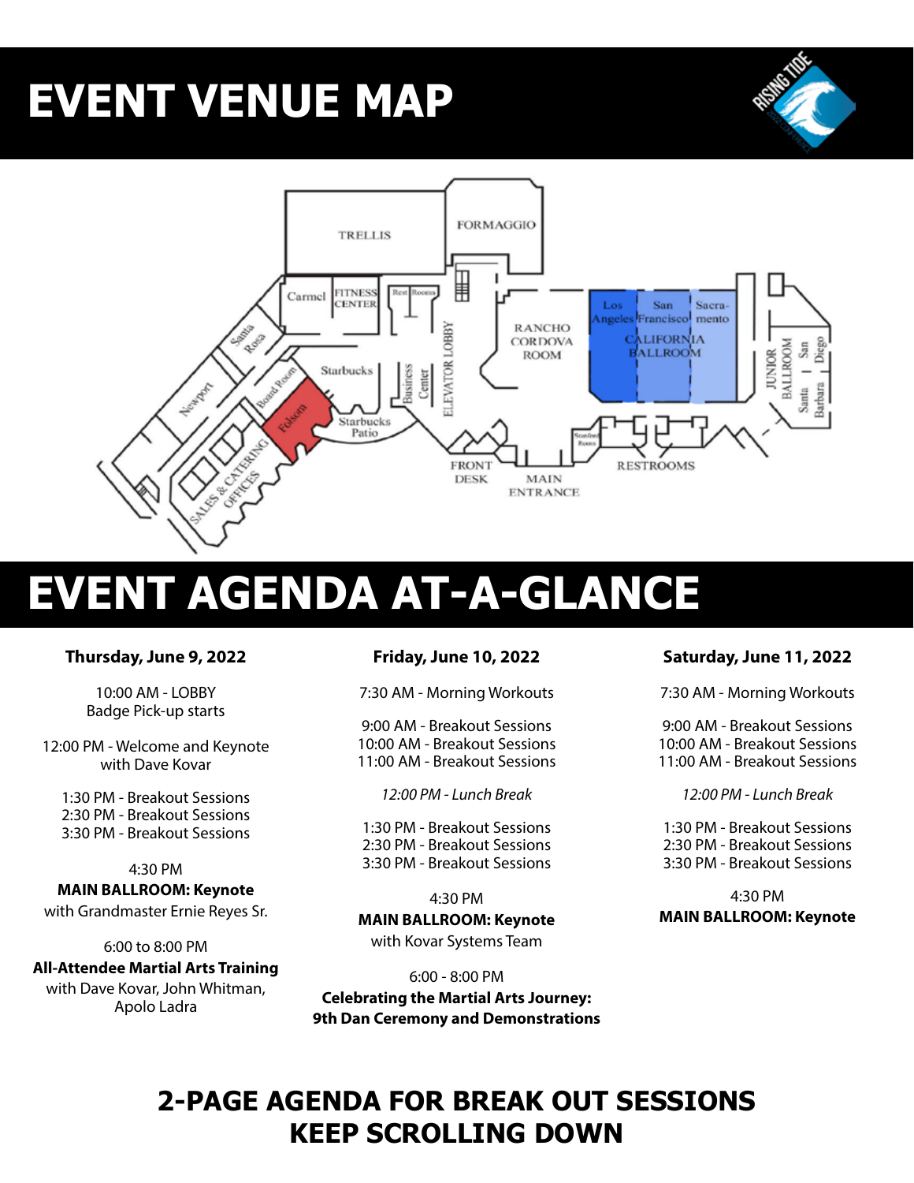# EVENT VENUE MAP

TRELLIS

FORMAGGIO

Carmel

FITNESS CENTER

Rest Rooms

Santa Rosa

Newport

Board Room

Starbucks

Folsom

Starbucks Patio

Business Center

ELEVATOR LOBBY

RANCHO CORDOVA ROOM

Los Angeles

San Francisco

Sacramento

CALIFORNIA BALLROOM

JUNIOR BALLROOM

San Diego

Santa Barbara

SALES & CATERING OFFICES

FRONT DESK

MAIN ENTRANCE

RESTROOMS

# EVENT AGENDA AT-A-GLANCE

**Thursday, June 9, 2022**

10:00 AM - LOBBY
Badge Pick-up starts

12:00 PM - Welcome and Keynote
with Dave Kovar

1:30 PM - Breakout Sessions
2:30 PM - Breakout Sessions
3:30 PM - Breakout Sessions

4:30 PM
**MAIN BALLROOM: Keynote**
with Grandmaster Ernie Reyes Sr.

6:00 to 8:00 PM
**All-Attendee Martial Arts Training**
with Dave Kovar, John Whitman, Apolo Ladra

**Friday, June 10, 2022**

7:30 AM - Morning Workouts

9:00 AM - Breakout Sessions
10:00 AM - Breakout Sessions
11:00 AM - Breakout Sessions

*12:00 PM - Lunch Break*

1:30 PM - Breakout Sessions
2:30 PM - Breakout Sessions
3:30 PM - Breakout Sessions

4:30 PM
**MAIN BALLROOM: Keynote**
with Kovar Systems Team

6:00 - 8:00 PM
**Celebrating the Martial Arts Journey: 9th Dan Ceremony and Demonstrations**

**Saturday, June 11, 2022**

7:30 AM - Morning Workouts

9:00 AM - Breakout Sessions
10:00 AM - Breakout Sessions
11:00 AM - Breakout Sessions

*12:00 PM - Lunch Break*

1:30 PM - Breakout Sessions
2:30 PM - Breakout Sessions
3:30 PM - Breakout Sessions

4:30 PM
**MAIN BALLROOM: Keynote**

## 2-PAGE AGENDA FOR BREAK OUT SESSIONS
## KEEP SCROLLING DOWN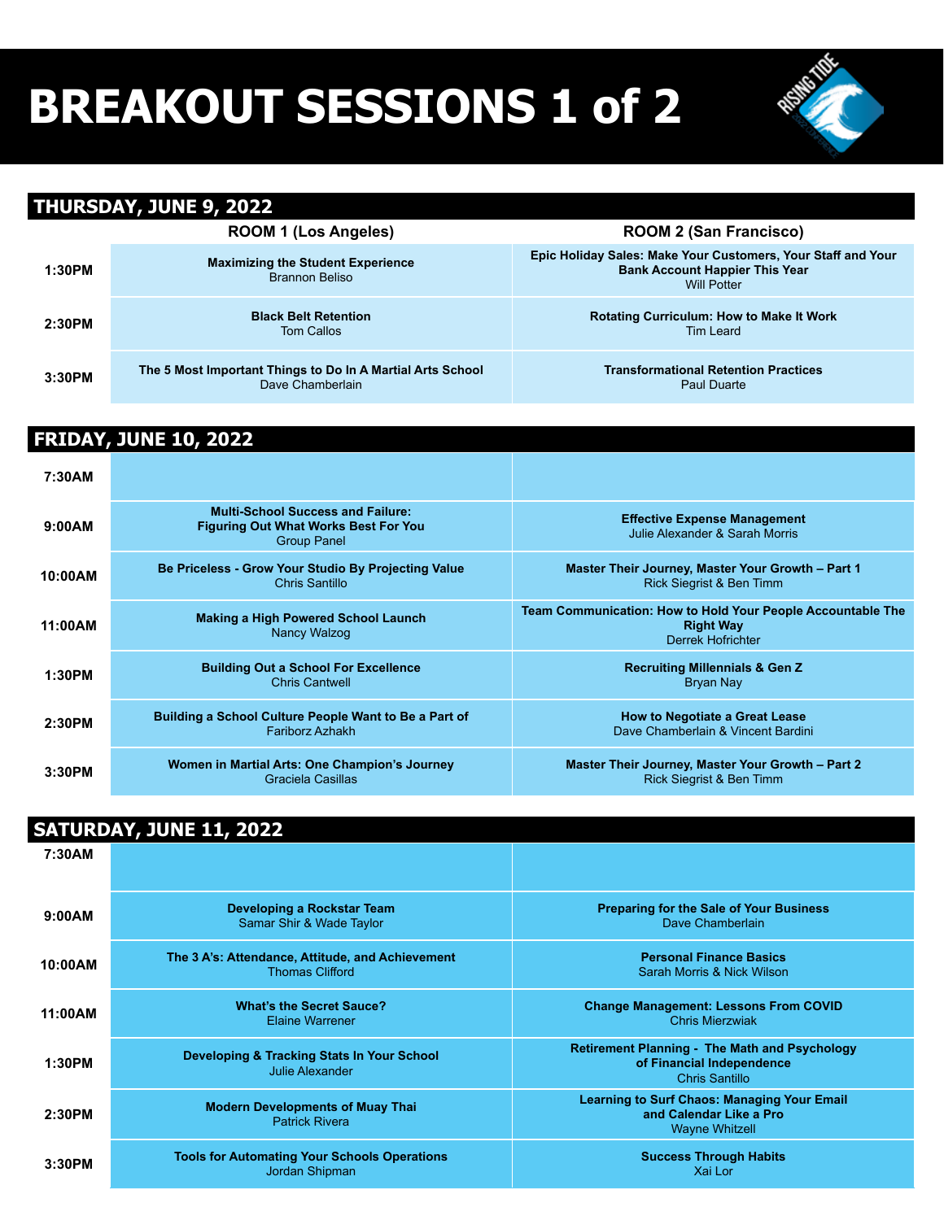# BREAKOUT SESSIONS 1 of 2

## THURSDAY, JUNE 9, 2022

| | ROOM 1 (Los Angeles) | ROOM 2 (San Francisco) |
|---|---|---|
| 1:30PM | **Maximizing the Student Experience**<br>Brannon Beliso | **Epic Holiday Sales: Make Your Customers, Your Staff and Your Bank Account Happier This Year**<br>Will Potter |
| 2:30PM | **Black Belt Retention**<br>Tom Callos | **Rotating Curriculum: How to Make It Work**<br>Tim Leard |
| 3:30PM | **The 5 Most Important Things to Do In A Martial Arts School**<br>Dave Chamberlain | **Transformational Retention Practices**<br>Paul Duarte |

## FRIDAY, JUNE 10, 2022

| | | |
|---|---|---|
| 7:30AM | | |
| 9:00AM | **Multi-School Success and Failure: Figuring Out What Works Best For You**<br>Group Panel | **Effective Expense Management**<br>Julie Alexander & Sarah Morris |
| 10:00AM | **Be Priceless - Grow Your Studio By Projecting Value**<br>Chris Santillo | **Master Their Journey, Master Your Growth – Part 1**<br>Rick Siegrist & Ben Timm |
| 11:00AM | **Making a High Powered School Launch**<br>Nancy Walzog | **Team Communication: How to Hold Your People Accountable The Right Way**<br>Derrek Hofrichter |
| 1:30PM | **Building Out a School For Excellence**<br>Chris Cantwell | **Recruiting Millennials & Gen Z**<br>Bryan Nay |
| 2:30PM | **Building a School Culture People Want to Be a Part of**<br>Fariborz Azhakh | **How to Negotiate a Great Lease**<br>Dave Chamberlain & Vincent Bardini |
| 3:30PM | **Women in Martial Arts: One Champion's Journey**<br>Graciela Casillas | **Master Their Journey, Master Your Growth – Part 2**<br>Rick Siegrist & Ben Timm |

## SATURDAY, JUNE 11, 2022

| | | |
|---|---|---|
| 7:30AM | | |
| 9:00AM | **Developing a Rockstar Team**<br>Samar Shir & Wade Taylor | **Preparing for the Sale of Your Business**<br>Dave Chamberlain |
| 10:00AM | **The 3 A's: Attendance, Attitude, and Achievement**<br>Thomas Clifford | **Personal Finance Basics**<br>Sarah Morris & Nick Wilson |
| 11:00AM | **What's the Secret Sauce?**<br>Elaine Warrener | **Change Management: Lessons From COVID**<br>Chris Mierzwiak |
| 1:30PM | **Developing & Tracking Stats In Your School**<br>Julie Alexander | **Retirement Planning - The Math and Psychology of Financial Independence**<br>Chris Santillo |
| 2:30PM | **Modern Developments of Muay Thai**<br>Patrick Rivera | **Learning to Surf Chaos: Managing Your Email and Calendar Like a Pro**<br>Wayne Whitzell |
| 3:30PM | **Tools for Automating Your Schools Operations**<br>Jordan Shipman | **Success Through Habits**<br>Xai Lor |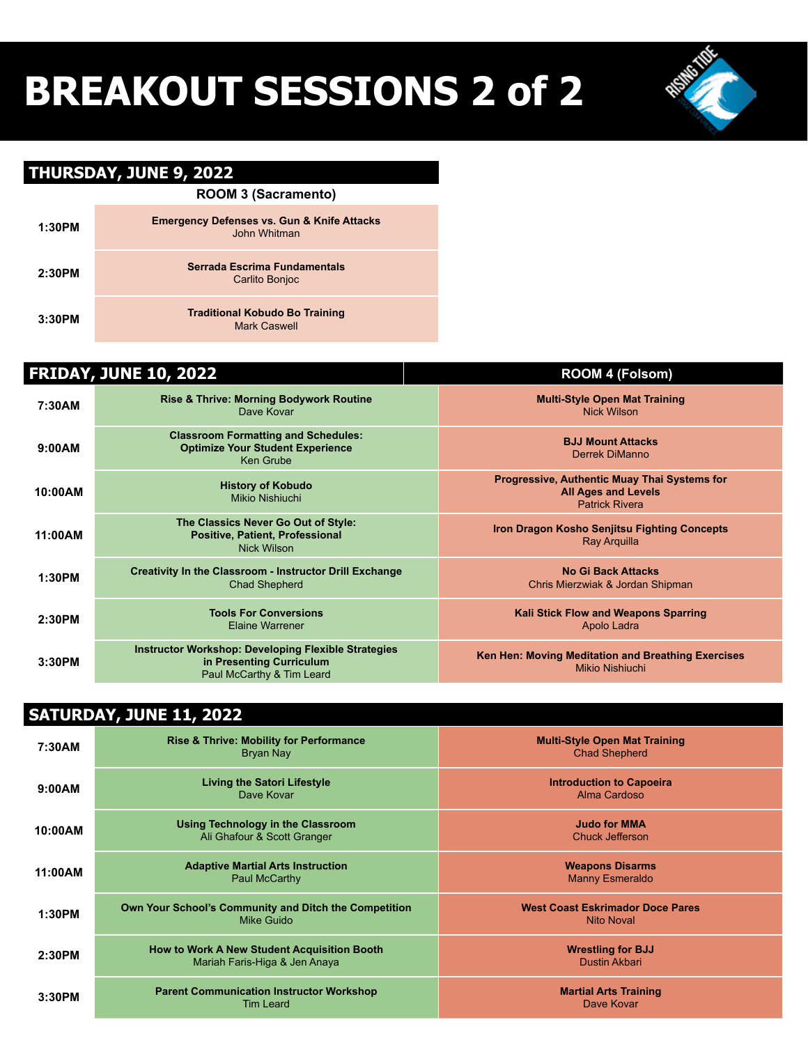# BREAKOUT SESSIONS 2 of 2

## THURSDAY, JUNE 9, 2022

| | ROOM 3 (Sacramento) |
|---|---|
| 1:30PM | **Emergency Defenses vs. Gun & Knife Attacks**<br>John Whitman |
| 2:30PM | **Serrada Escrima Fundamentals**<br>Carlito Bonjoc |
| 3:30PM | **Traditional Kobudo Bo Training**<br>Mark Caswell |

## FRIDAY, JUNE 10, 2022

| | | ROOM 4 (Folsom) |
|---|---|---|
| 7:30AM | **Rise & Thrive: Morning Bodywork Routine**<br>Dave Kovar | **Multi-Style Open Mat Training**<br>Nick Wilson |
| 9:00AM | **Classroom Formatting and Schedules: Optimize Your Student Experience**<br>Ken Grube | **BJJ Mount Attacks**<br>Derrek DiManno |
| 10:00AM | **History of Kobudo**<br>Mikio Nishiuchi | **Progressive, Authentic Muay Thai Systems for All Ages and Levels**<br>Patrick Rivera |
| 11:00AM | **The Classics Never Go Out of Style: Positive, Patient, Professional**<br>Nick Wilson | **Iron Dragon Kosho Senjitsu Fighting Concepts**<br>Ray Arquilla |
| 1:30PM | **Creativity In the Classroom - Instructor Drill Exchange**<br>Chad Shepherd | **No Gi Back Attacks**<br>Chris Mierzwiak & Jordan Shipman |
| 2:30PM | **Tools For Conversions**<br>Elaine Warrener | **Kali Stick Flow and Weapons Sparring**<br>Apolo Ladra |
| 3:30PM | **Instructor Workshop: Developing Flexible Strategies in Presenting Curriculum**<br>Paul McCarthy & Tim Leard | **Ken Hen: Moving Meditation and Breathing Exercises**<br>Mikio Nishiuchi |

## SATURDAY, JUNE 11, 2022

| | | |
|---|---|---|
| 7:30AM | **Rise & Thrive: Mobility for Performance**<br>Bryan Nay | **Multi-Style Open Mat Training**<br>Chad Shepherd |
| 9:00AM | **Living the Satori Lifestyle**<br>Dave Kovar | **Introduction to Capoeira**<br>Alma Cardoso |
| 10:00AM | **Using Technology in the Classroom**<br>Ali Ghafour & Scott Granger | **Judo for MMA**<br>Chuck Jefferson |
| 11:00AM | **Adaptive Martial Arts Instruction**<br>Paul McCarthy | **Weapons Disarms**<br>Manny Esmeraldo |
| 1:30PM | **Own Your School's Community and Ditch the Competition**<br>Mike Guido | **West Coast Eskrimador Doce Pares**<br>Nito Noval |
| 2:30PM | **How to Work A New Student Acquisition Booth**<br>Mariah Faris-Higa & Jen Anaya | **Wrestling for BJJ**<br>Dustin Akbari |
| 3:30PM | **Parent Communication Instructor Workshop**<br>Tim Leard | **Martial Arts Training**<br>Dave Kovar |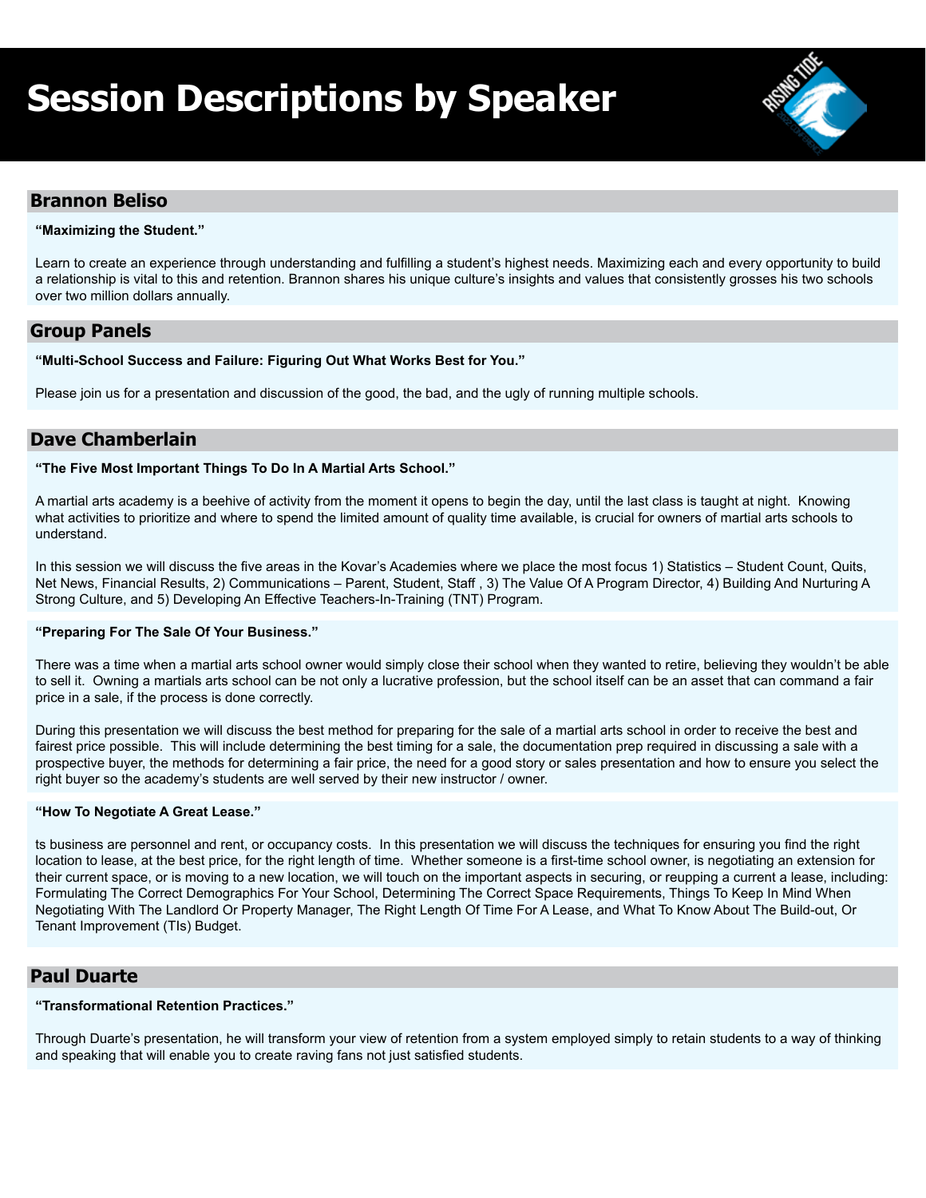# Session Descriptions by Speaker

## Brannon Beliso

**"Maximizing the Student."**

Learn to create an experience through understanding and fulfilling a student's highest needs. Maximizing each and every opportunity to build a relationship is vital to this and retention. Brannon shares his unique culture's insights and values that consistently grosses his two schools over two million dollars annually.

## Group Panels

**"Multi-School Success and Failure: Figuring Out What Works Best for You."**

Please join us for a presentation and discussion of the good, the bad, and the ugly of running multiple schools.

## Dave Chamberlain

**"The Five Most Important Things To Do In A Martial Arts School."**

A martial arts academy is a beehive of activity from the moment it opens to begin the day, until the last class is taught at night. Knowing what activities to prioritize and where to spend the limited amount of quality time available, is crucial for owners of martial arts schools to understand.

In this session we will discuss the five areas in the Kovar's Academies where we place the most focus 1) Statistics – Student Count, Quits, Net News, Financial Results, 2) Communications – Parent, Student, Staff , 3) The Value Of A Program Director, 4) Building And Nurturing A Strong Culture, and 5) Developing An Effective Teachers-In-Training (TNT) Program.

**"Preparing For The Sale Of Your Business."**

There was a time when a martial arts school owner would simply close their school when they wanted to retire, believing they wouldn't be able to sell it. Owning a martials arts school can be not only a lucrative profession, but the school itself can be an asset that can command a fair price in a sale, if the process is done correctly.

During this presentation we will discuss the best method for preparing for the sale of a martial arts school in order to receive the best and fairest price possible. This will include determining the best timing for a sale, the documentation prep required in discussing a sale with a prospective buyer, the methods for determining a fair price, the need for a good story or sales presentation and how to ensure you select the right buyer so the academy's students are well served by their new instructor / owner.

**"How To Negotiate A Great Lease."**

ts business are personnel and rent, or occupancy costs. In this presentation we will discuss the techniques for ensuring you find the right location to lease, at the best price, for the right length of time. Whether someone is a first-time school owner, is negotiating an extension for their current space, or is moving to a new location, we will touch on the important aspects in securing, or reupping a current a lease, including: Formulating The Correct Demographics For Your School, Determining The Correct Space Requirements, Things To Keep In Mind When Negotiating With The Landlord Or Property Manager, The Right Length Of Time For A Lease, and What To Know About The Build-out, Or Tenant Improvement (TIs) Budget.

## Paul Duarte

**"Transformational Retention Practices."**

Through Duarte's presentation, he will transform your view of retention from a system employed simply to retain students to a way of thinking and speaking that will enable you to create raving fans not just satisfied students.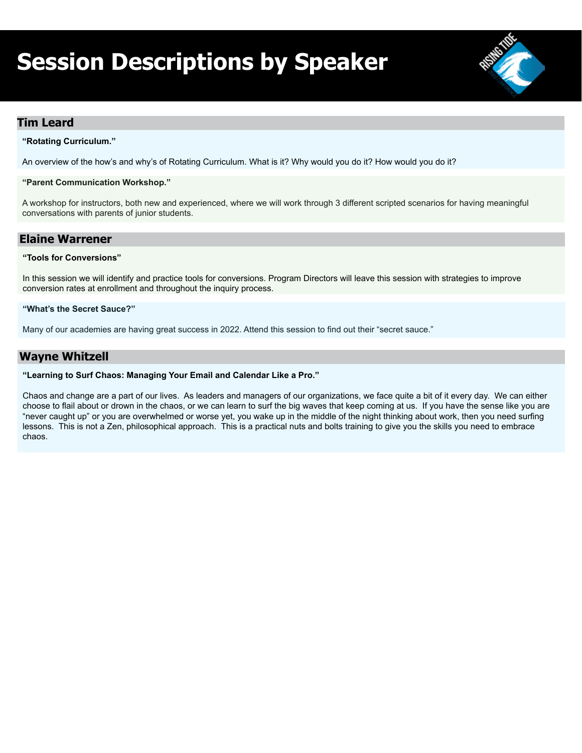# Session Descriptions by Speaker

## Tim Leard

**“Rotating Curriculum.”**

An overview of the how’s and why’s of Rotating Curriculum. What is it? Why would you do it? How would you do it?

**“Parent Communication Workshop.”**

A workshop for instructors, both new and experienced, where we will work through 3 different scripted scenarios for having meaningful conversations with parents of junior students.

## Elaine Warrener

**“Tools for Conversions”**

In this session we will identify and practice tools for conversions. Program Directors will leave this session with strategies to improve conversion rates at enrollment and throughout the inquiry process.

**“What’s the Secret Sauce?”**

Many of our academies are having great success in 2022. Attend this session to find out their “secret sauce.”

## Wayne Whitzell

**“Learning to Surf Chaos: Managing Your Email and Calendar Like a Pro.”**

Chaos and change are a part of our lives. As leaders and managers of our organizations, we face quite a bit of it every day. We can either choose to flail about or drown in the chaos, or we can learn to surf the big waves that keep coming at us. If you have the sense like you are “never caught up” or you are overwhelmed or worse yet, you wake up in the middle of the night thinking about work, then you need surfing lessons. This is not a Zen, philosophical approach. This is a practical nuts and bolts training to give you the skills you need to embrace chaos.